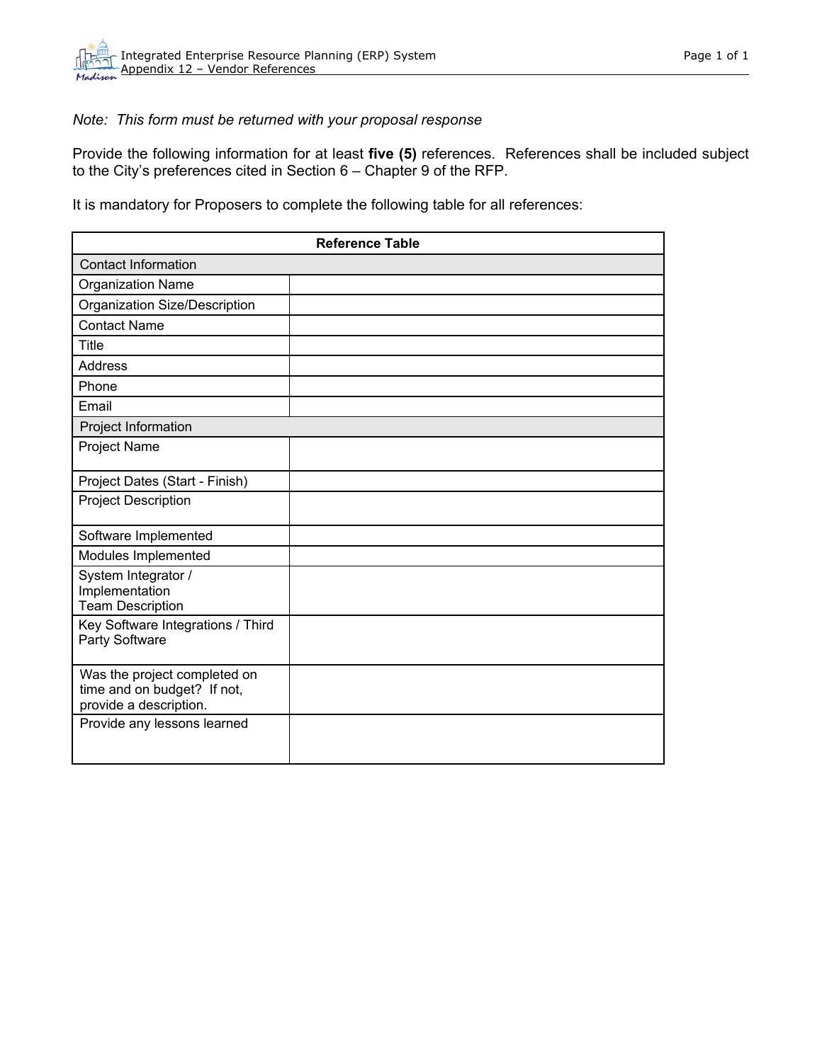*Note: This form must be returned with your proposal response*

Provide the following information for at least **five (5)** references. References shall be included subject to the City's preferences cited in Section 6 – Chapter 9 of the RFP.

It is mandatory for Proposers to complete the following table for all references:

| **Reference Table** | |
|---|---|
| Contact Information | |
| Organization Name | |
| Organization Size/Description | |
| Contact Name | |
| Title | |
| Address | |
| Phone | |
| Email | |
| Project Information | |
| Project Name | |
| Project Dates (Start - Finish) | |
| Project Description | |
| Software Implemented | |
| Modules Implemented | |
| System Integrator / Implementation Team Description | |
| Key Software Integrations / Third Party Software | |
| Was the project completed on time and on budget? If not, provide a description. | |
| Provide any lessons learned | |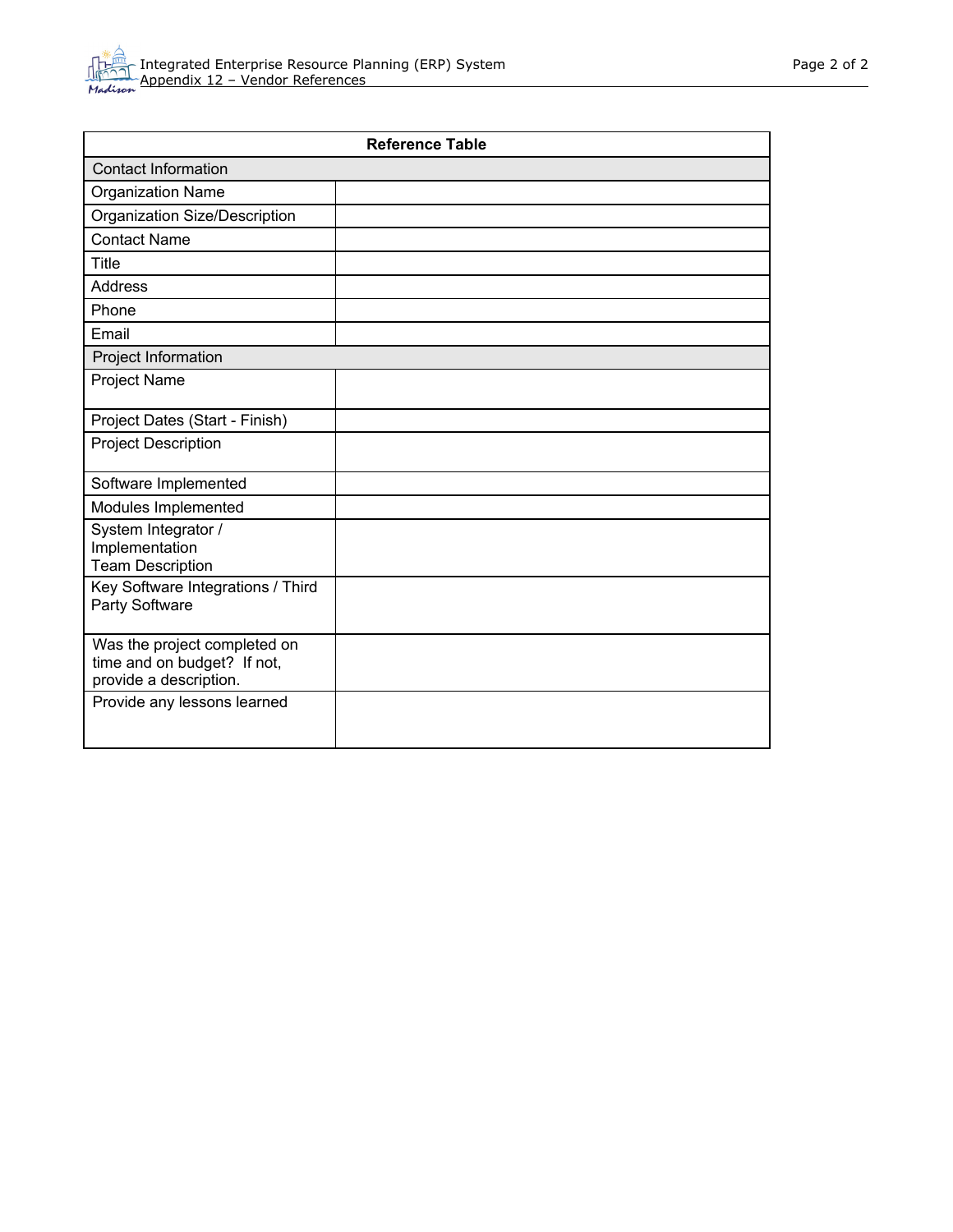| Reference Table | |
|---|---|
| **Contact Information** | |
| Organization Name | |
| Organization Size/Description | |
| Contact Name | |
| Title | |
| Address | |
| Phone | |
| Email | |
| **Project Information** | |
| Project Name | |
| Project Dates (Start - Finish) | |
| Project Description | |
| Software Implemented | |
| Modules Implemented | |
| System Integrator / Implementation Team Description | |
| Key Software Integrations / Third Party Software | |
| Was the project completed on time and on budget? If not, provide a description. | |
| Provide any lessons learned | |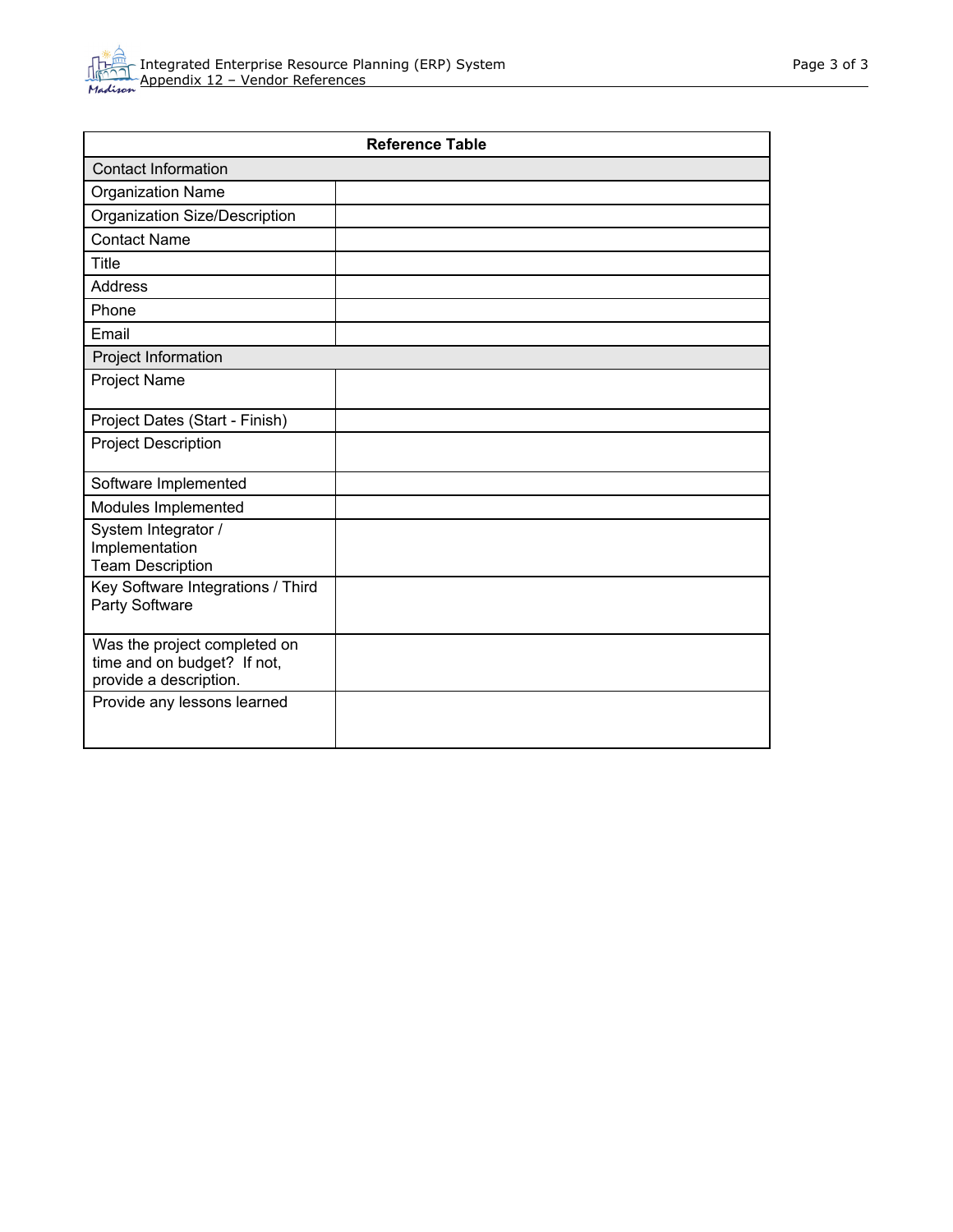| Reference Table | |
|---|---|
| **Contact Information** | |
| Organization Name | |
| Organization Size/Description | |
| Contact Name | |
| Title | |
| Address | |
| Phone | |
| Email | |
| **Project Information** | |
| Project Name | |
| Project Dates (Start - Finish) | |
| Project Description | |
| Software Implemented | |
| Modules Implemented | |
| System Integrator / Implementation Team Description | |
| Key Software Integrations / Third Party Software | |
| Was the project completed on time and on budget? If not, provide a description. | |
| Provide any lessons learned | |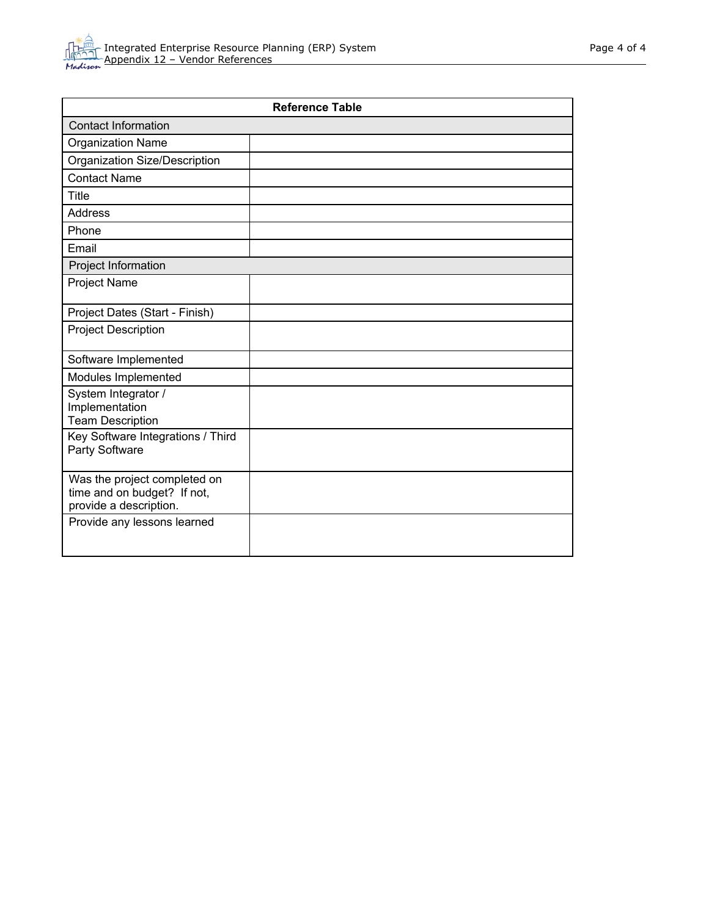| Reference Table | |
|---|---|
| **Contact Information** | |
| Organization Name | |
| Organization Size/Description | |
| Contact Name | |
| Title | |
| Address | |
| Phone | |
| Email | |
| **Project Information** | |
| Project Name | |
| Project Dates (Start - Finish) | |
| Project Description | |
| Software Implemented | |
| Modules Implemented | |
| System Integrator / Implementation Team Description | |
| Key Software Integrations / Third Party Software | |
| Was the project completed on time and on budget? If not, provide a description. | |
| Provide any lessons learned | |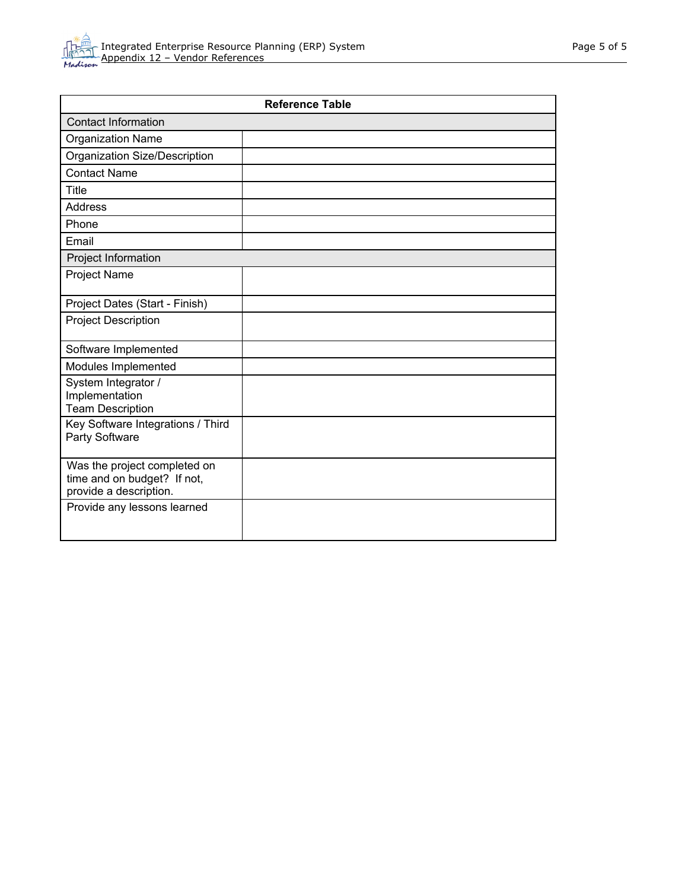| Reference Table | |
|---|---|
| **Contact Information** | |
| Organization Name | |
| Organization Size/Description | |
| Contact Name | |
| Title | |
| Address | |
| Phone | |
| Email | |
| **Project Information** | |
| Project Name | |
| Project Dates (Start - Finish) | |
| Project Description | |
| Software Implemented | |
| Modules Implemented | |
| System Integrator / Implementation Team Description | |
| Key Software Integrations / Third Party Software | |
| Was the project completed on time and on budget? If not, provide a description. | |
| Provide any lessons learned | |